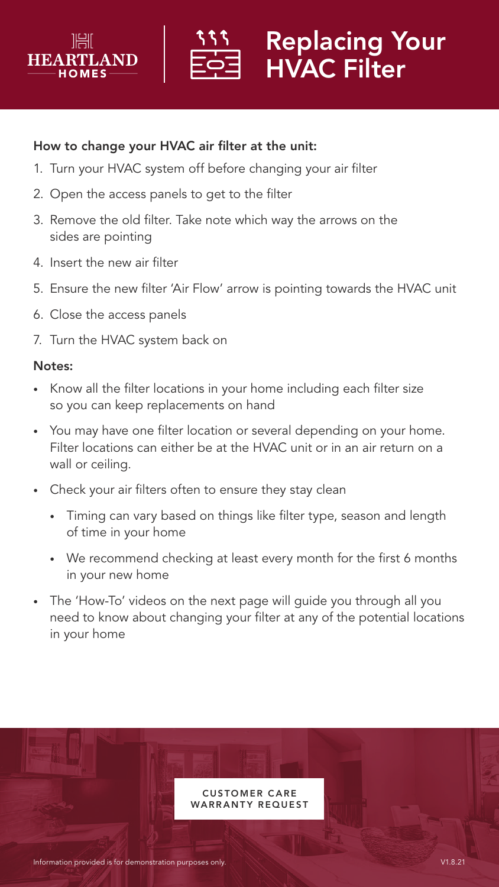HEARTLAND HOMES

# Replacing Your HVAC Filter

**How to change your HVAC air filter at the unit:**

1. Turn your HVAC system off before changing your air filter
2. Open the access panels to get to the filter
3. Remove the old filter. Take note which way the arrows on the sides are pointing
4. Insert the new air filter
5. Ensure the new filter 'Air Flow' arrow is pointing towards the HVAC unit
6. Close the access panels
7. Turn the HVAC system back on

**Notes:**

- Know all the filter locations in your home including each filter size so you can keep replacements on hand
- You may have one filter location or several depending on your home. Filter locations can either be at the HVAC unit or in an air return on a wall or ceiling.
- Check your air filters often to ensure they stay clean
  - Timing can vary based on things like filter type, season and length of time in your home
  - We recommend checking at least every month for the first 6 months in your new home
- The 'How-To' videos on the next page will guide you through all you need to know about changing your filter at any of the potential locations in your home

CUSTOMER CARE
WARRANTY REQUEST

Information provided is for demonstration purposes only.

V1.8.21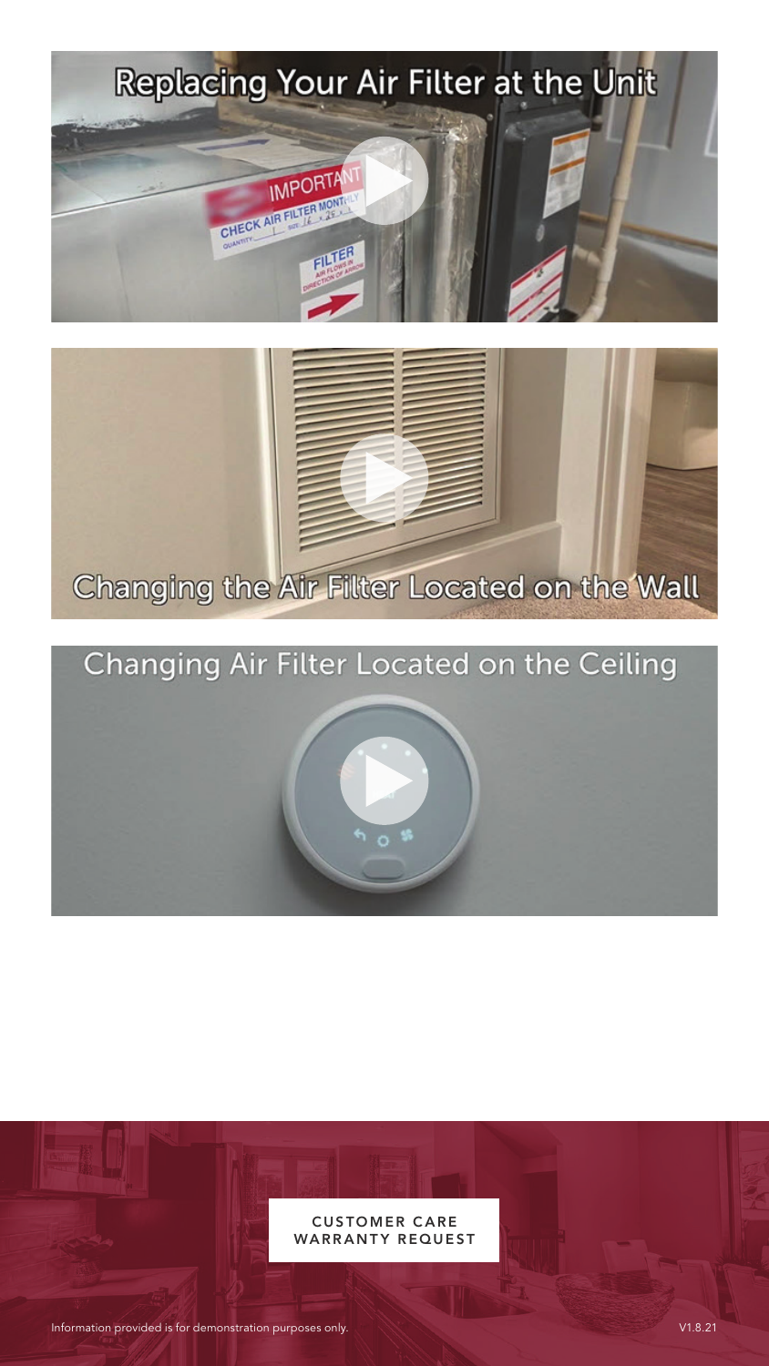Replacing Your Air Filter at the Unit

Changing the Air Filter Located on the Wall

Changing Air Filter Located on the Ceiling

CUSTOMER CARE
WARRANTY REQUEST

Information provided is for demonstration purposes only.

V1.8.21